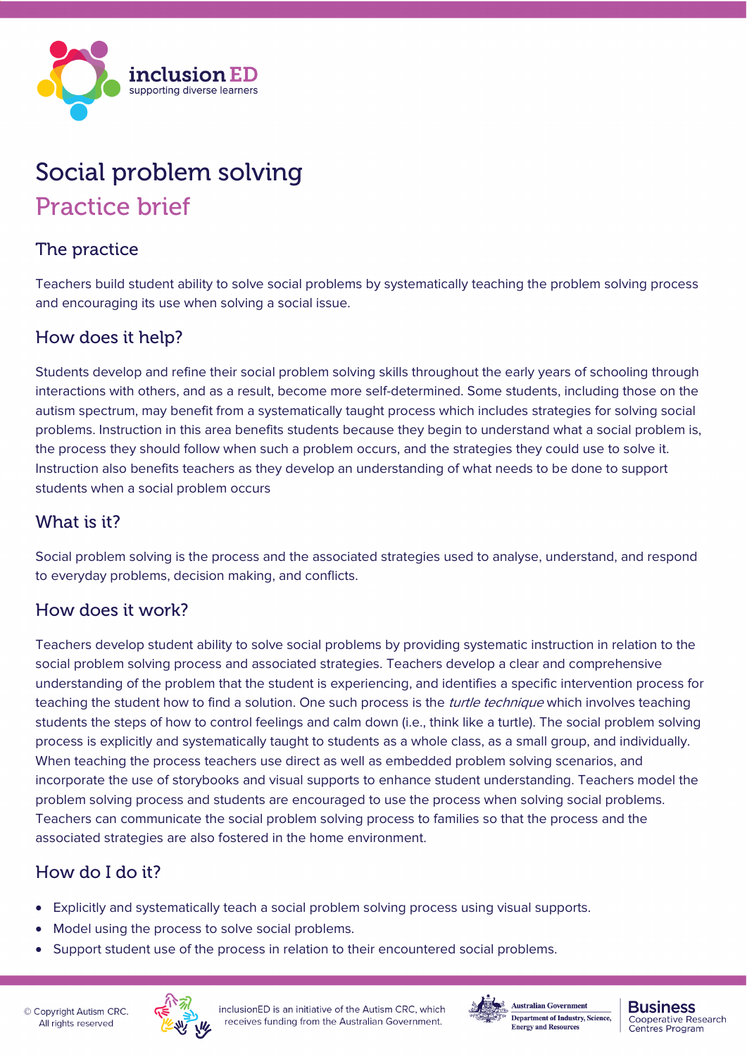# Social problem solving

## Practice brief

### The practice

Teachers build student ability to solve social problems by systematically teaching the problem solving process and encouraging its use when solving a social issue.

### How does it help?

Students develop and refine their social problem solving skills throughout the early years of schooling through interactions with others, and as a result, become more self-determined. Some students, including those on the autism spectrum, may benefit from a systematically taught process which includes strategies for solving social problems. Instruction in this area benefits students because they begin to understand what a social problem is, the process they should follow when such a problem occurs, and the strategies they could use to solve it. Instruction also benefits teachers as they develop an understanding of what needs to be done to support students when a social problem occurs

### What is it?

Social problem solving is the process and the associated strategies used to analyse, understand, and respond to everyday problems, decision making, and conflicts.

### How does it work?

Teachers develop student ability to solve social problems by providing systematic instruction in relation to the social problem solving process and associated strategies. Teachers develop a clear and comprehensive understanding of the problem that the student is experiencing, and identifies a specific intervention process for teaching the student how to find a solution. One such process is the *turtle technique* which involves teaching students the steps of how to control feelings and calm down (i.e., think like a turtle). The social problem solving process is explicitly and systematically taught to students as a whole class, as a small group, and individually. When teaching the process teachers use direct as well as embedded problem solving scenarios, and incorporate the use of storybooks and visual supports to enhance student understanding. Teachers model the problem solving process and students are encouraged to use the process when solving social problems. Teachers can communicate the social problem solving process to families so that the process and the associated strategies are also fostered in the home environment.

### How do I do it?

- Explicitly and systematically teach a social problem solving process using visual supports.
- Model using the process to solve social problems.
- Support student use of the process in relation to their encountered social problems.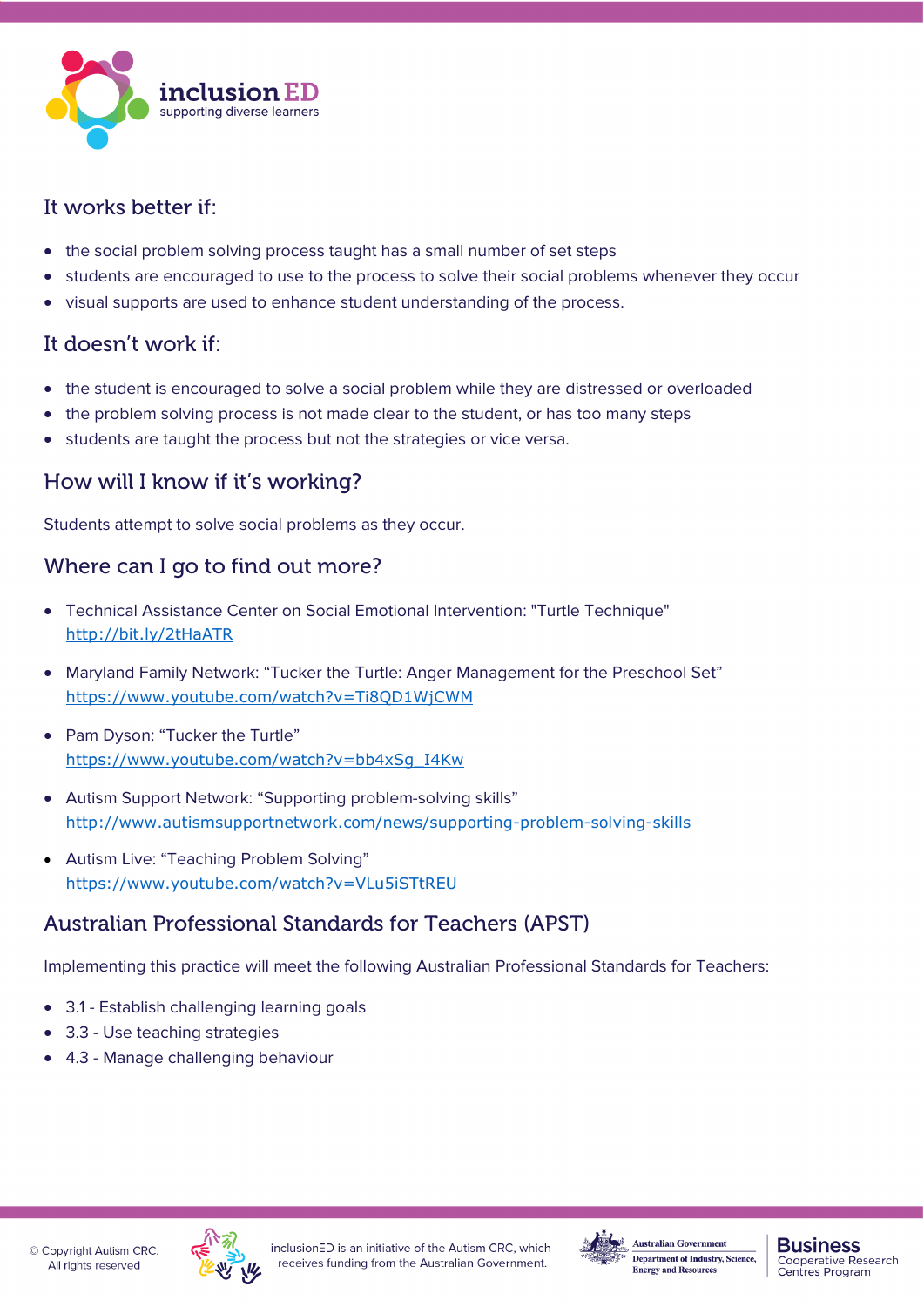## It works better if:

- the social problem solving process taught has a small number of set steps
- students are encouraged to use to the process to solve their social problems whenever they occur
- visual supports are used to enhance student understanding of the process.

## It doesn't work if:

- the student is encouraged to solve a social problem while they are distressed or overloaded
- the problem solving process is not made clear to the student, or has too many steps
- students are taught the process but not the strategies or vice versa.

## How will I know if it's working?

Students attempt to solve social problems as they occur.

## Where can I go to find out more?

- Technical Assistance Center on Social Emotional Intervention: "Turtle Technique"
  http://bit.ly/2tHaATR
- Maryland Family Network: "Tucker the Turtle: Anger Management for the Preschool Set"
  https://www.youtube.com/watch?v=Ti8QD1WjCWM
- Pam Dyson: "Tucker the Turtle"
  https://www.youtube.com/watch?v=bb4xSg_I4Kw
- Autism Support Network: "Supporting problem-solving skills"
  http://www.autismsupportnetwork.com/news/supporting-problem-solving-skills
- Autism Live: "Teaching Problem Solving"
  https://www.youtube.com/watch?v=VLu5iSTtREU

## Australian Professional Standards for Teachers (APST)

Implementing this practice will meet the following Australian Professional Standards for Teachers:

- 3.1 - Establish challenging learning goals
- 3.3 - Use teaching strategies
- 4.3 - Manage challenging behaviour

© Copyright Autism CRC. All rights reserved

inclusionED is an initiative of the Autism CRC, which receives funding from the Australian Government.